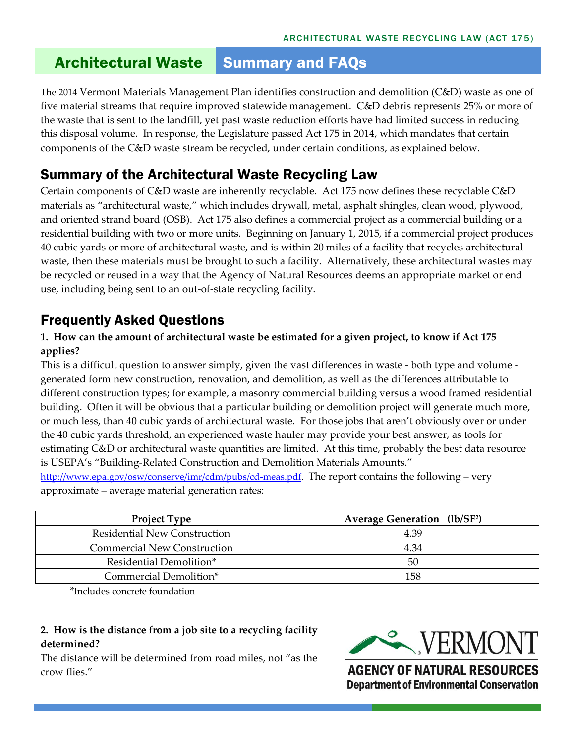# Architectural Waste Summary and FAQs

The 2014 Vermont Materials Management Plan identifies construction and demolition (C&D) waste as one of five material streams that require improved statewide management. C&D debris represents 25% or more of the waste that is sent to the landfill, yet past waste reduction efforts have had limited success in reducing this disposal volume. In response, the Legislature passed Act 175 in 2014, which mandates that certain components of the C&D waste stream be recycled, under certain conditions, as explained below.

## Summary of the Architectural Waste Recycling Law

Certain components of C&D waste are inherently recyclable. Act 175 now defines these recyclable C&D materials as "architectural waste," which includes drywall, metal, asphalt shingles, clean wood, plywood, and oriented strand board (OSB). Act 175 also defines a commercial project as a commercial building or a residential building with two or more units. Beginning on January 1, 2015, if a commercial project produces 40 cubic yards or more of architectural waste, and is within 20 miles of a facility that recycles architectural waste, then these materials must be brought to such a facility. Alternatively, these architectural wastes may be recycled or reused in a way that the Agency of Natural Resources deems an appropriate market or end use, including being sent to an out-of-state recycling facility.

## Frequently Asked Questions

**1. How can the amount of architectural waste be estimated for a given project, to know if Act 175 applies?**

This is a difficult question to answer simply, given the vast differences in waste - both type and volume - generated form new construction, renovation, and demolition, as well as the differences attributable to different construction types; for example, a masonry commercial building versus a wood framed residential building. Often it will be obvious that a particular building or demolition project will generate much more, or much less, than 40 cubic yards of architectural waste. For those jobs that aren't obviously over or under the 40 cubic yards threshold, an experienced waste hauler may provide your best answer, as tools for estimating C&D or architectural waste quantities are limited. At this time, probably the best data resource is USEPA's "Building-Related Construction and Demolition Materials Amounts." http://www.epa.gov/osw/conserve/imr/cdm/pubs/cd-meas.pdf. The report contains the following – very approximate – average material generation rates:

| Project Type | Average Generation (lb/SF$^2$) |
| --- | --- |
| Residential New Construction | 4.39 |
| Commercial New Construction | 4.34 |
| Residential Demolition* | 50 |
| Commercial Demolition* | 158 |

*Includes concrete foundation

**2. How is the distance from a job site to a recycling facility determined?**

The distance will be determined from road miles, not "as the crow flies."

VERMONT AGENCY OF NATURAL RESOURCES
Department of Environmental Conservation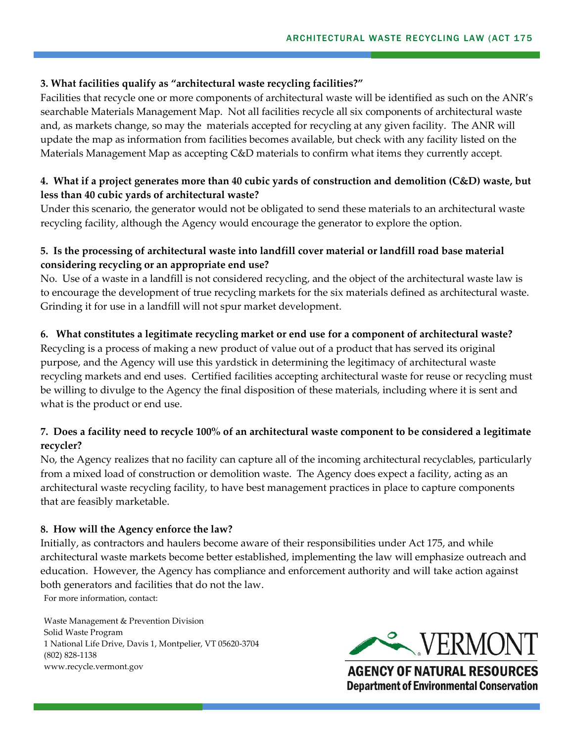**3. What facilities qualify as "architectural waste recycling facilities?"**

Facilities that recycle one or more components of architectural waste will be identified as such on the ANR's searchable Materials Management Map. Not all facilities recycle all six components of architectural waste and, as markets change, so may the materials accepted for recycling at any given facility. The ANR will update the map as information from facilities becomes available, but check with any facility listed on the Materials Management Map as accepting C&D materials to confirm what items they currently accept.

**4. What if a project generates more than 40 cubic yards of construction and demolition (C&D) waste, but less than 40 cubic yards of architectural waste?**

Under this scenario, the generator would not be obligated to send these materials to an architectural waste recycling facility, although the Agency would encourage the generator to explore the option.

**5. Is the processing of architectural waste into landfill cover material or landfill road base material considering recycling or an appropriate end use?**

No. Use of a waste in a landfill is not considered recycling, and the object of the architectural waste law is to encourage the development of true recycling markets for the six materials defined as architectural waste. Grinding it for use in a landfill will not spur market development.

**6. What constitutes a legitimate recycling market or end use for a component of architectural waste?**

Recycling is a process of making a new product of value out of a product that has served its original purpose, and the Agency will use this yardstick in determining the legitimacy of architectural waste recycling markets and end uses. Certified facilities accepting architectural waste for reuse or recycling must be willing to divulge to the Agency the final disposition of these materials, including where it is sent and what is the product or end use.

**7. Does a facility need to recycle 100% of an architectural waste component to be considered a legitimate recycler?**

No, the Agency realizes that no facility can capture all of the incoming architectural recyclables, particularly from a mixed load of construction or demolition waste. The Agency does expect a facility, acting as an architectural waste recycling facility, to have best management practices in place to capture components that are feasibly marketable.

**8. How will the Agency enforce the law?**

Initially, as contractors and haulers become aware of their responsibilities under Act 175, and while architectural waste markets become better established, implementing the law will emphasize outreach and education. However, the Agency has compliance and enforcement authority and will take action against both generators and facilities that do not the law.

For more information, contact:

Waste Management & Prevention Division
Solid Waste Program
1 National Life Drive, Davis 1, Montpelier, VT 05620-3704
(802) 828-1138
www.recycle.vermont.gov

VERMONT
AGENCY OF NATURAL RESOURCES
Department of Environmental Conservation